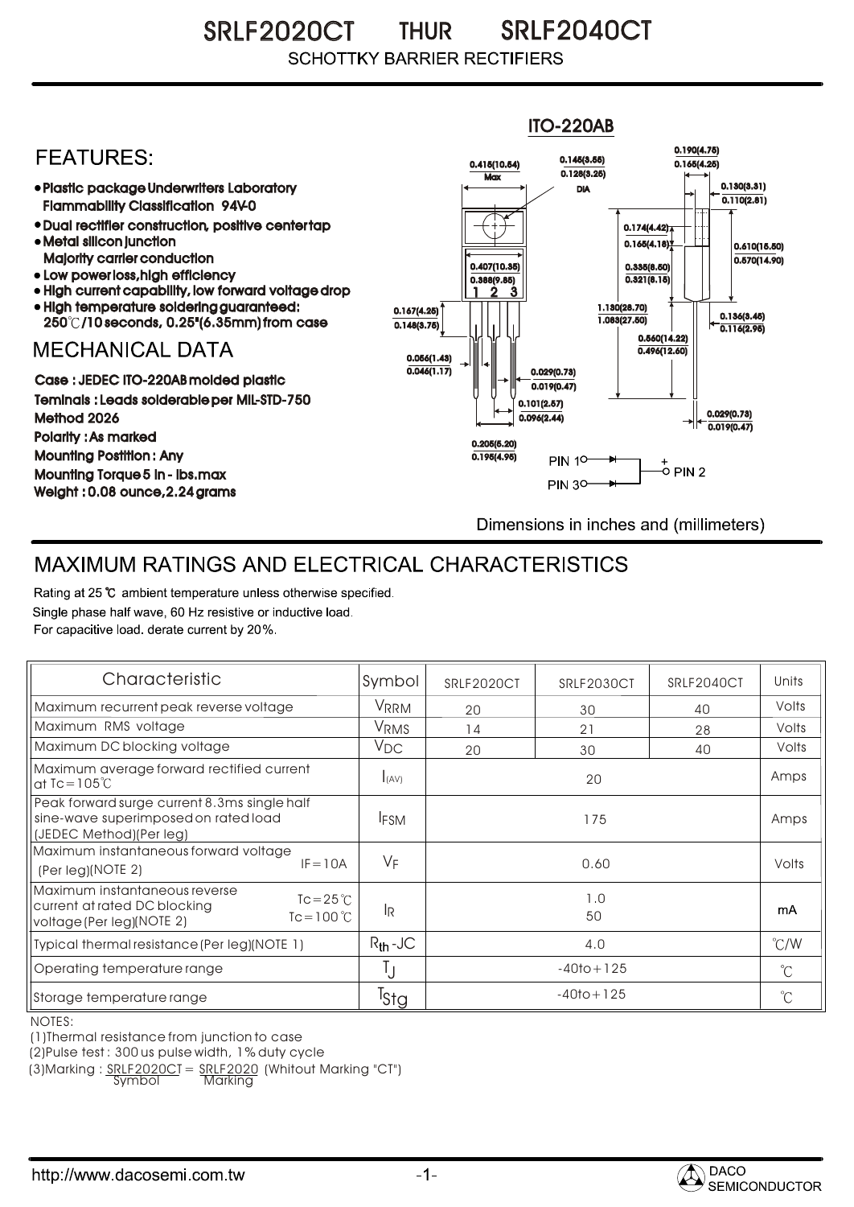# SRLF2020CT THUR SRLF2040CT

SCHOTTKY BARRIER RECTIFIERS

ITO-220AB

## FEATURES:

- Plastic package Underwriters Laboratory Flammability Classification 94V-0
- Dual rectifier construction, positive center tap
- Metal silicon junction Majority carrier conduction
- Low power loss, high efficiency
- High current capability, low forward voltage drop
- High temperature soldering guaranteed: 250℃/10 seconds, 0.25"(6.35mm) from case

## MECHANICAL DATA

Case : JEDEC ITO-220AB molded plastic

Teminals : Leads solderable per MIL-STD-750 Method 2026

Polarity : As marked

Mounting Postition : Any

Mounting Torque 5 in - lbs.max

Weight : 0.08 ounce, 2.24 grams

Dimensions in inches and (millimeters)

## MAXIMUM RATINGS AND ELECTRICAL CHARACTERISTICS

Rating at 25 ℃ ambient temperature unless otherwise specified.
Single phase half wave, 60 Hz resistive or inductive load.
For capacitive load. derate current by 20%.

| Characteristic | Symbol | SRLF2020CT | SRLF2030CT | SRLF2040CT | Units |
|---|---|---|---|---|---|
| Maximum recurrent peak reverse voltage | $V_{RRM}$ | 20 | 30 | 40 | Volts |
| Maximum RMS voltage | $V_{RMS}$ | 14 | 21 | 28 | Volts |
| Maximum DC blocking voltage | $V_{DC}$ | 20 | 30 | 40 | Volts |
| Maximum average forward rectified current at Tc=105℃ | $I_{(AV)}$ | 20 | | | Amps |
| Peak forward surge current 8.3ms single half sine-wave superimposed on rated load (JEDEC Method)(Per leg) | $I_{FSM}$ | 175 | | | Amps |
| Maximum instantaneous forward voltage (Per leg)(NOTE 2) IF=10A | $V_F$ | 0.60 | | | Volts |
| Maximum instantaneous reverse current at rated DC blocking voltage (Per leg)(NOTE 2) Tc=25℃ / Tc=100℃ | $I_R$ | 1.0 / 50 | | | mA |
| Typical thermal resistance (Per leg)(NOTE 1) | $R_{th}$-JC | 4.0 | | | ℃/W |
| Operating temperature range | $T_J$ | -40to+125 | | | ℃ |
| Storage temperature range | $T_{Stg}$ | -40to+125 | | | ℃ |

NOTES:
(1) Thermal resistance from junction to case
(2) Pulse test : 300 us pulse width, 1% duty cycle
(3) Marking : SRLF2020CT = SRLF2020 (Whitout Marking "CT")
Symbol Marking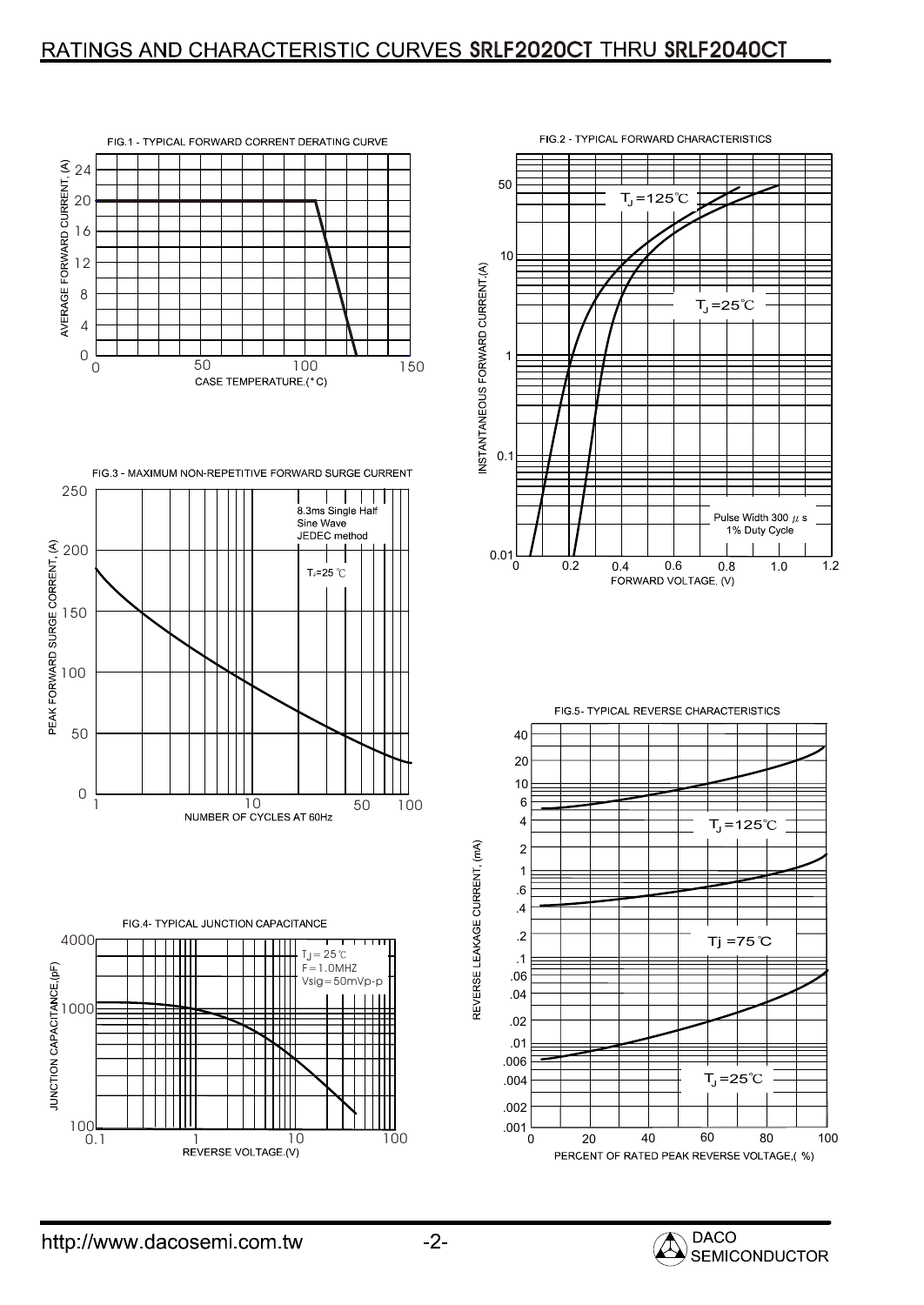## RATINGS AND CHARACTERISTIC CURVES SRLF2020CT THRU SRLF2040CT

FIG.1 - TYPICAL FORWARD CORRENT DERATING CURVE

AVERAGE FORWARD CURRENT, (A)

24
20
16
12
8
4
0

0 50 100 150

CASE TEMPERATURE.(°C)

FIG.2 - TYPICAL FORWARD CHARACTERISTICS

INSTANTANEOUS FORWARD CURRENT,(A)

50
10
1
0.1
0.01

$T_J$=125℃

$T_J$=25℃

Pulse Width 300 μ s
1% Duty Cycle

0 0.2 0.4 0.6 0.8 1.0 1.2

FORWARD VOLTAGE. (V)

FIG.3 - MAXIMUM NON-REPETITIVE FORWARD SURGE CURRENT

PEAK FORWARD SURGE CORRENT, (A)

250
200
150
100
50
0

8.3ms Single Half
Sine Wave
JEDEC method

$T_J$=25 ℃

1 10 50 100

NUMBER OF CYCLES AT 60Hz

FIG.4- TYPICAL JUNCTION CAPACITANCE

JUNCTION CAPACITANCE,(pF)

4000
1000
100

$T_J$= 25 ℃
F=1.0MHZ
Vsig=50mVp-p

0.1 1 10 100

REVERSE VOLTAGE.(V)

FIG.5- TYPICAL REVERSE CHARACTERISTICS

REVERSE LEAKAGE CURRENT, (mA)

40
20
10
6
4
2
1
.6
.4
.2
.1
.06
.04
.02
.01
.006
.004
.002
.001

$T_J$=125℃

Tj =75℃

$T_J$=25℃

0 20 40 60 80 100

PERCENT OF RATED PEAK REVERSE VOLTAGE,( %)

http://www.dacosemi.com.tw

DACO SEMICONDUCTOR